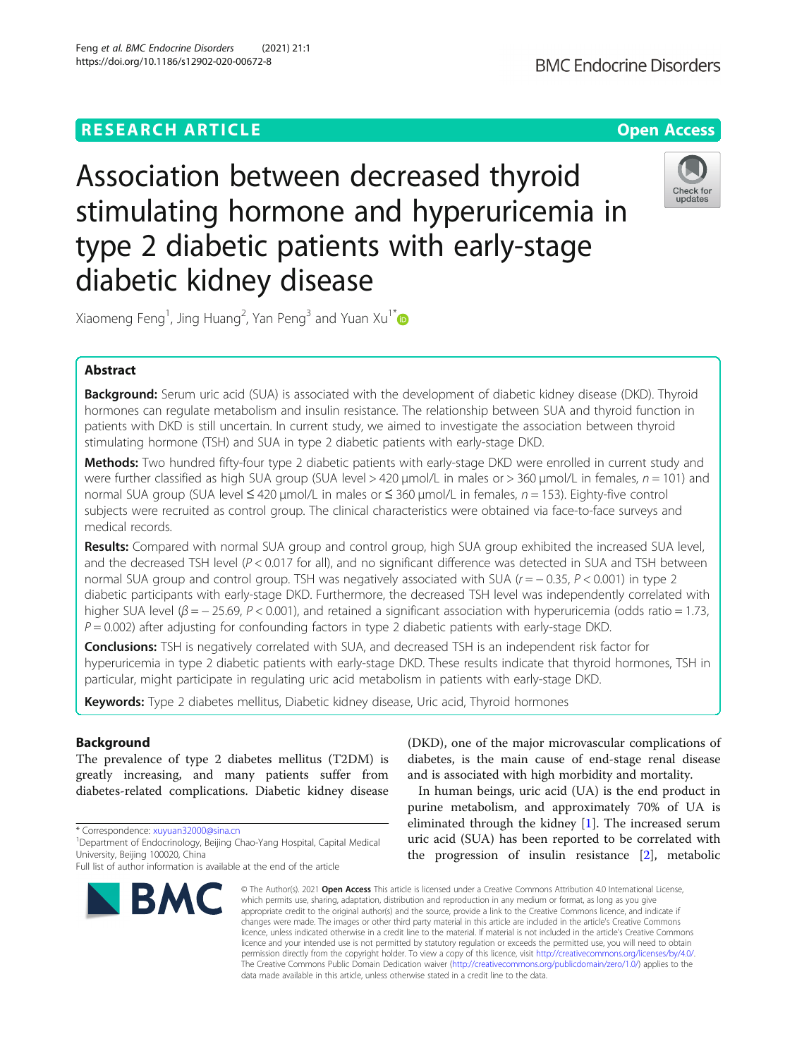RESEARCH ARTICLE

Open Access

# Association between decreased thyroid stimulating hormone and hyperuricemia in type 2 diabetic patients with early-stage diabetic kidney disease

Xiaomeng Feng[1], Jing Huang[2], Yan Peng[3] and Yuan Xu[1*]

## Abstract

**Background:** Serum uric acid (SUA) is associated with the development of diabetic kidney disease (DKD). Thyroid hormones can regulate metabolism and insulin resistance. The relationship between SUA and thyroid function in patients with DKD is still uncertain. In current study, we aimed to investigate the association between thyroid stimulating hormone (TSH) and SUA in type 2 diabetic patients with early-stage DKD.

**Methods:** Two hundred fifty-four type 2 diabetic patients with early-stage DKD were enrolled in current study and were further classified as high SUA group (SUA level > 420 μmol/L in males or > 360 μmol/L in females, $n = 101$) and normal SUA group (SUA level ≤ 420 μmol/L in males or ≤ 360 μmol/L in females, $n = 153$). Eighty-five control subjects were recruited as control group. The clinical characteristics were obtained via face-to-face surveys and medical records.

**Results:** Compared with normal SUA group and control group, high SUA group exhibited the increased SUA level, and the decreased TSH level ($P < 0.017$ for all), and no significant difference was detected in SUA and TSH between normal SUA group and control group. TSH was negatively associated with SUA ($r = -0.35$, $P < 0.001$) in type 2 diabetic participants with early-stage DKD. Furthermore, the decreased TSH level was independently correlated with higher SUA level ($\beta = -25.69$, $P < 0.001$), and retained a significant association with hyperuricemia (odds ratio = 1.73, $P = 0.002$) after adjusting for confounding factors in type 2 diabetic patients with early-stage DKD.

**Conclusions:** TSH is negatively correlated with SUA, and decreased TSH is an independent risk factor for hyperuricemia in type 2 diabetic patients with early-stage DKD. These results indicate that thyroid hormones, TSH in particular, might participate in regulating uric acid metabolism in patients with early-stage DKD.

**Keywords:** Type 2 diabetes mellitus, Diabetic kidney disease, Uric acid, Thyroid hormones

## Background

The prevalence of type 2 diabetes mellitus (T2DM) is greatly increasing, and many patients suffer from diabetes-related complications. Diabetic kidney disease (DKD), one of the major microvascular complications of diabetes, is the main cause of end-stage renal disease and is associated with high morbidity and mortality.

In human beings, uric acid (UA) is the end product in purine metabolism, and approximately 70% of UA is eliminated through the kidney [1]. The increased serum uric acid (SUA) has been reported to be correlated with the progression of insulin resistance [2], metabolic

\* Correspondence: xuyuan32000@sina.cn

[1]Department of Endocrinology, Beijing Chao-Yang Hospital, Capital Medical University, Beijing 100020, China

Full list of author information is available at the end of the article

© The Author(s). 2021 **Open Access** This article is licensed under a Creative Commons Attribution 4.0 International License, which permits use, sharing, adaptation, distribution and reproduction in any medium or format, as long as you give appropriate credit to the original author(s) and the source, provide a link to the Creative Commons licence, and indicate if changes were made. The images or other third party material in this article are included in the article's Creative Commons licence, unless indicated otherwise in a credit line to the material. If material is not included in the article's Creative Commons licence and your intended use is not permitted by statutory regulation or exceeds the permitted use, you will need to obtain permission directly from the copyright holder. To view a copy of this licence, visit http://creativecommons.org/licenses/by/4.0/. The Creative Commons Public Domain Dedication waiver (http://creativecommons.org/publicdomain/zero/1.0/) applies to the data made available in this article, unless otherwise stated in a credit line to the data.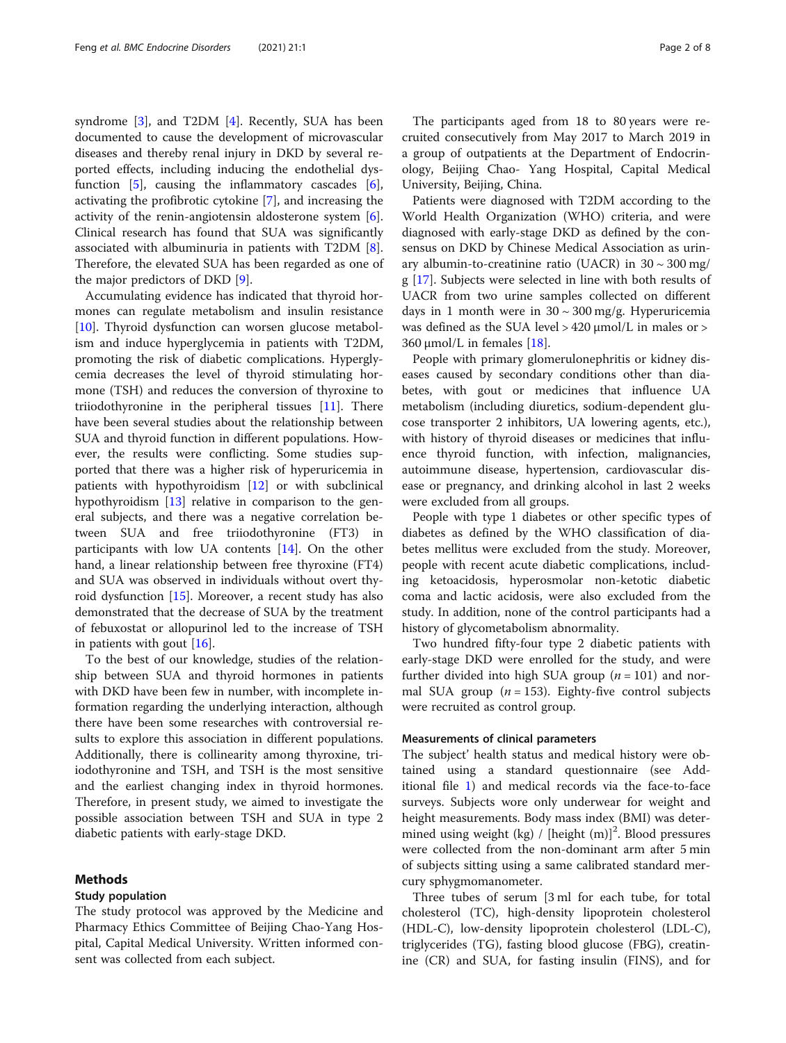syndrome [3], and T2DM [4]. Recently, SUA has been documented to cause the development of microvascular diseases and thereby renal injury in DKD by several reported effects, including inducing the endothelial dysfunction [5], causing the inflammatory cascades [6], activating the profibrotic cytokine [7], and increasing the activity of the renin-angiotensin aldosterone system [6]. Clinical research has found that SUA was significantly associated with albuminuria in patients with T2DM [8]. Therefore, the elevated SUA has been regarded as one of the major predictors of DKD [9].

Accumulating evidence has indicated that thyroid hormones can regulate metabolism and insulin resistance [10]. Thyroid dysfunction can worsen glucose metabolism and induce hyperglycemia in patients with T2DM, promoting the risk of diabetic complications. Hyperglycemia decreases the level of thyroid stimulating hormone (TSH) and reduces the conversion of thyroxine to triiodothyronine in the peripheral tissues [11]. There have been several studies about the relationship between SUA and thyroid function in different populations. However, the results were conflicting. Some studies supported that there was a higher risk of hyperuricemia in patients with hypothyroidism [12] or with subclinical hypothyroidism [13] relative in comparison to the general subjects, and there was a negative correlation between SUA and free triiodothyronine (FT3) in participants with low UA contents [14]. On the other hand, a linear relationship between free thyroxine (FT4) and SUA was observed in individuals without overt thyroid dysfunction [15]. Moreover, a recent study has also demonstrated that the decrease of SUA by the treatment of febuxostat or allopurinol led to the increase of TSH in patients with gout [16].

To the best of our knowledge, studies of the relationship between SUA and thyroid hormones in patients with DKD have been few in number, with incomplete information regarding the underlying interaction, although there have been some researches with controversial results to explore this association in different populations. Additionally, there is collinearity among thyroxine, triiodothyronine and TSH, and TSH is the most sensitive and the earliest changing index in thyroid hormones. Therefore, in present study, we aimed to investigate the possible association between TSH and SUA in type 2 diabetic patients with early-stage DKD.

## Methods

### Study population

The study protocol was approved by the Medicine and Pharmacy Ethics Committee of Beijing Chao-Yang Hospital, Capital Medical University. Written informed consent was collected from each subject.

The participants aged from 18 to 80 years were recruited consecutively from May 2017 to March 2019 in a group of outpatients at the Department of Endocrinology, Beijing Chao- Yang Hospital, Capital Medical University, Beijing, China.

Patients were diagnosed with T2DM according to the World Health Organization (WHO) criteria, and were diagnosed with early-stage DKD as defined by the consensus on DKD by Chinese Medical Association as urinary albumin-to-creatinine ratio (UACR) in 30 ~ 300 mg/g [17]. Subjects were selected in line with both results of UACR from two urine samples collected on different days in 1 month were in 30 ~ 300 mg/g. Hyperuricemia was defined as the SUA level > 420 μmol/L in males or > 360 μmol/L in females [18].

People with primary glomerulonephritis or kidney diseases caused by secondary conditions other than diabetes, with gout or medicines that influence UA metabolism (including diuretics, sodium-dependent glucose transporter 2 inhibitors, UA lowering agents, etc.), with history of thyroid diseases or medicines that influence thyroid function, with infection, malignancies, autoimmune disease, hypertension, cardiovascular disease or pregnancy, and drinking alcohol in last 2 weeks were excluded from all groups.

People with type 1 diabetes or other specific types of diabetes as defined by the WHO classification of diabetes mellitus were excluded from the study. Moreover, people with recent acute diabetic complications, including ketoacidosis, hyperosmolar non-ketotic diabetic coma and lactic acidosis, were also excluded from the study. In addition, none of the control participants had a history of glycometabolism abnormality.

Two hundred fifty-four type 2 diabetic patients with early-stage DKD were enrolled for the study, and were further divided into high SUA group ($n = 101$) and normal SUA group ($n = 153$). Eighty-five control subjects were recruited as control group.

### Measurements of clinical parameters

The subject' health status and medical history were obtained using a standard questionnaire (see Additional file 1) and medical records via the face-to-face surveys. Subjects wore only underwear for weight and height measurements. Body mass index (BMI) was determined using weight (kg) / [height (m)]$^2$. Blood pressures were collected from the non-dominant arm after 5 min of subjects sitting using a same calibrated standard mercury sphygmomanometer.

Three tubes of serum [3 ml for each tube, for total cholesterol (TC), high-density lipoprotein cholesterol (HDL-C), low-density lipoprotein cholesterol (LDL-C), triglycerides (TG), fasting blood glucose (FBG), creatinine (CR) and SUA, for fasting insulin (FINS), and for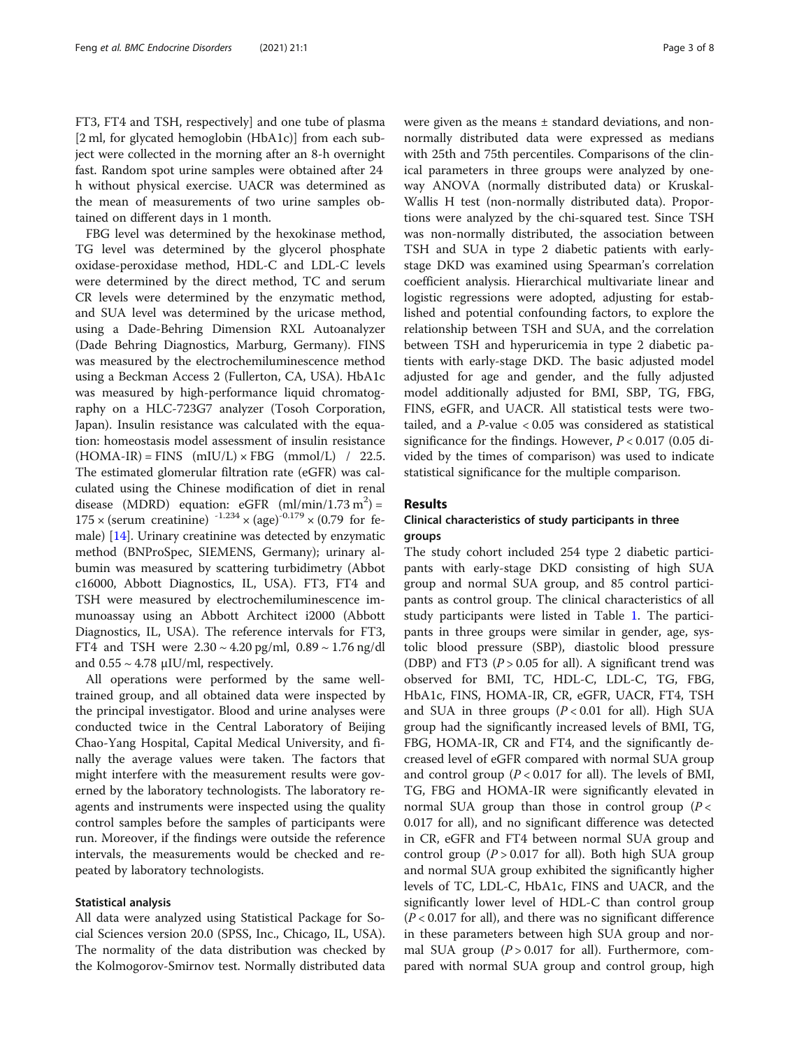FT3, FT4 and TSH, respectively] and one tube of plasma [2 ml, for glycated hemoglobin (HbA1c)] from each subject were collected in the morning after an 8-h overnight fast. Random spot urine samples were obtained after 24 h without physical exercise. UACR was determined as the mean of measurements of two urine samples obtained on different days in 1 month.

FBG level was determined by the hexokinase method, TG level was determined by the glycerol phosphate oxidase-peroxidase method, HDL-C and LDL-C levels were determined by the direct method, TC and serum CR levels were determined by the enzymatic method, and SUA level was determined by the uricase method, using a Dade-Behring Dimension RXL Autoanalyzer (Dade Behring Diagnostics, Marburg, Germany). FINS was measured by the electrochemiluminescence method using a Beckman Access 2 (Fullerton, CA, USA). HbA1c was measured by high-performance liquid chromatography on a HLC-723G7 analyzer (Tosoh Corporation, Japan). Insulin resistance was calculated with the equation: homeostasis model assessment of insulin resistance (HOMA-IR) = FINS (mIU/L) × FBG (mmol/L) / 22.5. The estimated glomerular filtration rate (eGFR) was calculated using the Chinese modification of diet in renal disease (MDRD) equation: eGFR (ml/min/1.73 $m^2$) = $175 \times (\text{serum creatinine})^{-1.234} \times (\text{age})^{-0.179} \times (0.79$ for female) [14]. Urinary creatinine was detected by enzymatic method (BNProSpec, SIEMENS, Germany); urinary albumin was measured by scattering turbidimetry (Abbot c16000, Abbott Diagnostics, IL, USA). FT3, FT4 and TSH were measured by electrochemiluminescence immunoassay using an Abbott Architect i2000 (Abbott Diagnostics, IL, USA). The reference intervals for FT3, FT4 and TSH were 2.30 ~ 4.20 pg/ml, 0.89 ~ 1.76 ng/dl and 0.55 ~ 4.78 μIU/ml, respectively.

All operations were performed by the same well-trained group, and all obtained data were inspected by the principal investigator. Blood and urine analyses were conducted twice in the Central Laboratory of Beijing Chao-Yang Hospital, Capital Medical University, and finally the average values were taken. The factors that might interfere with the measurement results were governed by the laboratory technologists. The laboratory reagents and instruments were inspected using the quality control samples before the samples of participants were run. Moreover, if the findings were outside the reference intervals, the measurements would be checked and repeated by laboratory technologists.

### Statistical analysis

All data were analyzed using Statistical Package for Social Sciences version 20.0 (SPSS, Inc., Chicago, IL, USA). The normality of the data distribution was checked by the Kolmogorov-Smirnov test. Normally distributed data were given as the means ± standard deviations, and non-normally distributed data were expressed as medians with 25th and 75th percentiles. Comparisons of the clinical parameters in three groups were analyzed by one-way ANOVA (normally distributed data) or Kruskal-Wallis H test (non-normally distributed data). Proportions were analyzed by the chi-squared test. Since TSH was non-normally distributed, the association between TSH and SUA in type 2 diabetic patients with early-stage DKD was examined using Spearman's correlation coefficient analysis. Hierarchical multivariate linear and logistic regressions were adopted, adjusting for established and potential confounding factors, to explore the relationship between TSH and SUA, and the correlation between TSH and hyperuricemia in type 2 diabetic patients with early-stage DKD. The basic adjusted model adjusted for age and gender, and the fully adjusted model additionally adjusted for BMI, SBP, TG, FBG, FINS, eGFR, and UACR. All statistical tests were two-tailed, and a $P$-value < 0.05 was considered as statistical significance for the findings. However, $P < 0.017$ (0.05 divided by the times of comparison) was used to indicate statistical significance for the multiple comparison.

## Results

### Clinical characteristics of study participants in three groups

The study cohort included 254 type 2 diabetic participants with early-stage DKD consisting of high SUA group and normal SUA group, and 85 control participants as control group. The clinical characteristics of all study participants were listed in Table 1. The participants in three groups were similar in gender, age, systolic blood pressure (SBP), diastolic blood pressure (DBP) and FT3 ($P > 0.05$ for all). A significant trend was observed for BMI, TC, HDL-C, LDL-C, TG, FBG, HbA1c, FINS, HOMA-IR, CR, eGFR, UACR, FT4, TSH and SUA in three groups ($P < 0.01$ for all). High SUA group had the significantly increased levels of BMI, TG, FBG, HOMA-IR, CR and FT4, and the significantly decreased level of eGFR compared with normal SUA group and control group ($P < 0.017$ for all). The levels of BMI, TG, FBG and HOMA-IR were significantly elevated in normal SUA group than those in control group ($P < 0.017$ for all), and no significant difference was detected in CR, eGFR and FT4 between normal SUA group and control group ($P > 0.017$ for all). Both high SUA group and normal SUA group exhibited the significantly higher levels of TC, LDL-C, HbA1c, FINS and UACR, and the significantly lower level of HDL-C than control group ($P < 0.017$ for all), and there was no significant difference in these parameters between high SUA group and normal SUA group ($P > 0.017$ for all). Furthermore, compared with normal SUA group and control group, high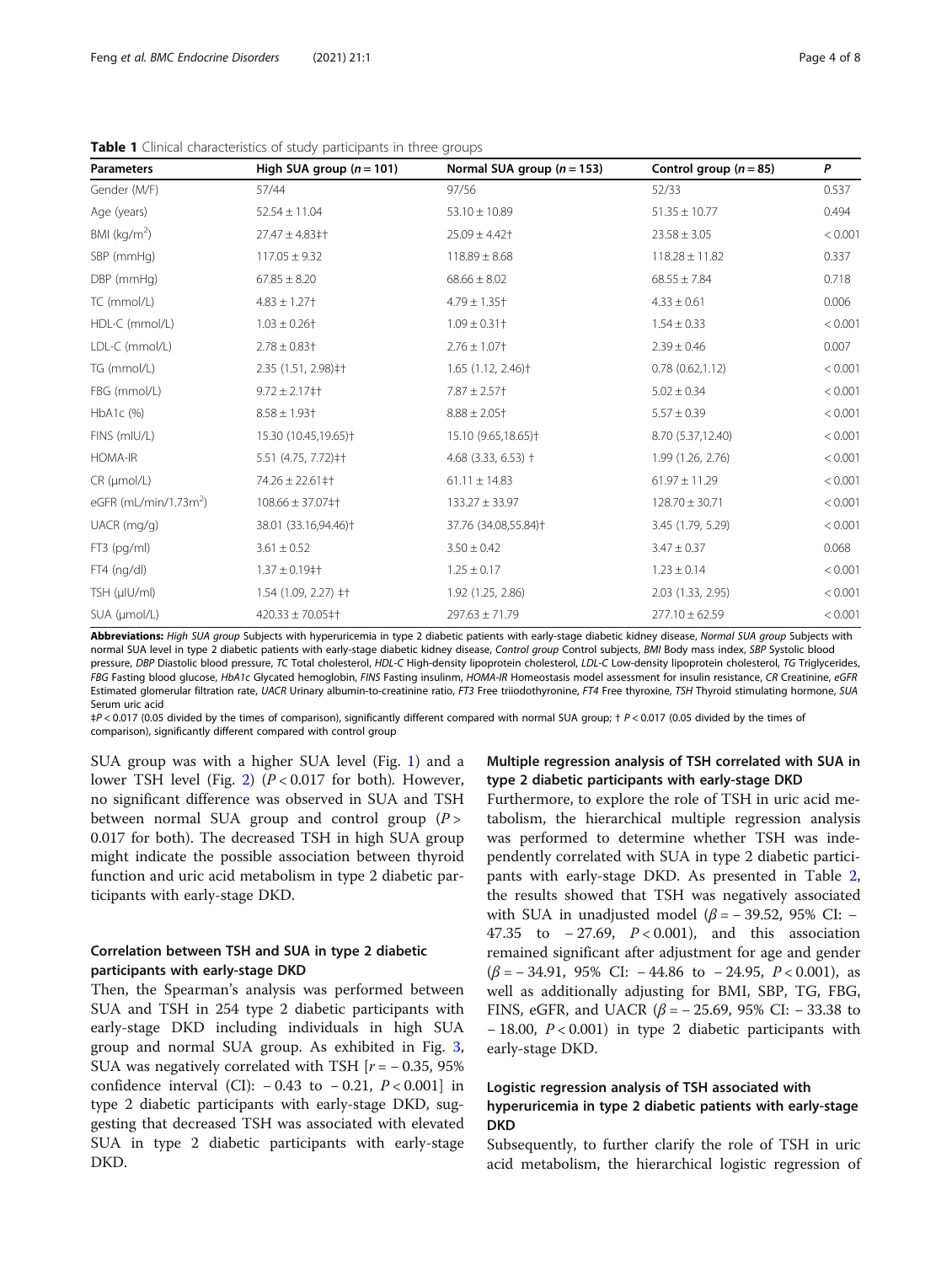**Table 1** Clinical characteristics of study participants in three groups

| Parameters | High SUA group ($n = 101$) | Normal SUA group ($n = 153$) | Control group ($n = 85$) | P |
|---|---|---|---|---|
| Gender (M/F) | 57/44 | 97/56 | 52/33 | 0.537 |
| Age (years) | 52.54 ± 11.04 | 53.10 ± 10.89 | 51.35 ± 10.77 | 0.494 |
| BMI (kg/m$^2$) | 27.47 ± 4.83‡† | 25.09 ± 4.42† | 23.58 ± 3.05 | < 0.001 |
| SBP (mmHg) | 117.05 ± 9.32 | 118.89 ± 8.68 | 118.28 ± 11.82 | 0.337 |
| DBP (mmHg) | 67.85 ± 8.20 | 68.66 ± 8.02 | 68.55 ± 7.84 | 0.718 |
| TC (mmol/L) | 4.83 ± 1.27† | 4.79 ± 1.35† | 4.33 ± 0.61 | 0.006 |
| HDL-C (mmol/L) | 1.03 ± 0.26† | 1.09 ± 0.31† | 1.54 ± 0.33 | < 0.001 |
| LDL-C (mmol/L) | 2.78 ± 0.83† | 2.76 ± 1.07† | 2.39 ± 0.46 | 0.007 |
| TG (mmol/L) | 2.35 (1.51, 2.98)‡† | 1.65 (1.12, 2.46)† | 0.78 (0.62,1.12) | < 0.001 |
| FBG (mmol/L) | 9.72 ± 2.17‡† | 7.87 ± 2.57† | 5.02 ± 0.34 | < 0.001 |
| HbA1c (%) | 8.58 ± 1.93† | 8.88 ± 2.05† | 5.57 ± 0.39 | < 0.001 |
| FINS (mIU/L) | 15.30 (10.45,19.65)† | 15.10 (9.65,18.65)† | 8.70 (5.37,12.40) | < 0.001 |
| HOMA-IR | 5.51 (4.75, 7.72)‡† | 4.68 (3.33, 6.53) † | 1.99 (1.26, 2.76) | < 0.001 |
| CR (μmol/L) | 74.26 ± 22.61‡† | 61.11 ± 14.83 | 61.97 ± 11.29 | < 0.001 |
| eGFR (mL/min/1.73m$^2$) | 108.66 ± 37.07‡† | 133.27 ± 33.97 | 128.70 ± 30.71 | < 0.001 |
| UACR (mg/g) | 38.01 (33.16,94.46)† | 37.76 (34.08,55.84)† | 3.45 (1.79, 5.29) | < 0.001 |
| FT3 (pg/ml) | 3.61 ± 0.52 | 3.50 ± 0.42 | 3.47 ± 0.37 | 0.068 |
| FT4 (ng/dl) | 1.37 ± 0.19‡† | 1.25 ± 0.17 | 1.23 ± 0.14 | < 0.001 |
| TSH (μIU/ml) | 1.54 (1.09, 2.27) ‡† | 1.92 (1.25, 2.86) | 2.03 (1.33, 2.95) | < 0.001 |
| SUA (μmol/L) | 420.33 ± 70.05‡† | 297.63 ± 71.79 | 277.10 ± 62.59 | < 0.001 |

**Abbreviations:** *High SUA group* Subjects with hyperuricemia in type 2 diabetic patients with early-stage diabetic kidney disease, *Normal SUA group* Subjects with normal SUA level in type 2 diabetic patients with early-stage diabetic kidney disease, *Control group* Control subjects, *BMI* Body mass index, *SBP* Systolic blood pressure, *DBP* Diastolic blood pressure, *TC* Total cholesterol, *HDL-C* High-density lipoprotein cholesterol, *LDL-C* Low-density lipoprotein cholesterol, *TG* Triglycerides, *FBG* Fasting blood glucose, *HbA1c* Glycated hemoglobin, *FINS* Fasting insulinm, *HOMA-IR* Homeostasis model assessment for insulin resistance, *CR* Creatinine, *eGFR* Estimated glomerular filtration rate, *UACR* Urinary albumin-to-creatinine ratio, *FT3* Free triiodothyronine, *FT4* Free thyroxine, *TSH* Thyroid stimulating hormone, *SUA* Serum uric acid

‡$P < 0.017$ (0.05 divided by the times of comparison), significantly different compared with normal SUA group; † $P < 0.017$ (0.05 divided by the times of comparison), significantly different compared with control group

SUA group was with a higher SUA level (Fig. 1) and a lower TSH level (Fig. 2) ($P < 0.017$ for both). However, no significant difference was observed in SUA and TSH between normal SUA group and control group ($P > 0.017$ for both). The decreased TSH in high SUA group might indicate the possible association between thyroid function and uric acid metabolism in type 2 diabetic participants with early-stage DKD.

## Correlation between TSH and SUA in type 2 diabetic participants with early-stage DKD

Then, the Spearman's analysis was performed between SUA and TSH in 254 type 2 diabetic participants with early-stage DKD including individuals in high SUA group and normal SUA group. As exhibited in Fig. 3, SUA was negatively correlated with TSH [$r = -0.35$, 95% confidence interval (CI): $-0.43$ to $-0.21$, $P < 0.001$] in type 2 diabetic participants with early-stage DKD, suggesting that decreased TSH was associated with elevated SUA in type 2 diabetic participants with early-stage DKD.

## Multiple regression analysis of TSH correlated with SUA in type 2 diabetic participants with early-stage DKD

Furthermore, to explore the role of TSH in uric acid metabolism, the hierarchical multiple regression analysis was performed to determine whether TSH was independently correlated with SUA in type 2 diabetic participants with early-stage DKD. As presented in Table 2, the results showed that TSH was negatively associated with SUA in unadjusted model ($\beta = -39.52$, 95% CI: $-47.35$ to $-27.69$, $P < 0.001$), and this association remained significant after adjustment for age and gender ($\beta = -34.91$, 95% CI: $-44.86$ to $-24.95$, $P < 0.001$), as well as additionally adjusting for BMI, SBP, TG, FBG, FINS, eGFR, and UACR ($\beta = -25.69$, 95% CI: $-33.38$ to $-18.00$, $P < 0.001$) in type 2 diabetic participants with early-stage DKD.

## Logistic regression analysis of TSH associated with hyperuricemia in type 2 diabetic patients with early-stage DKD

Subsequently, to further clarify the role of TSH in uric acid metabolism, the hierarchical logistic regression of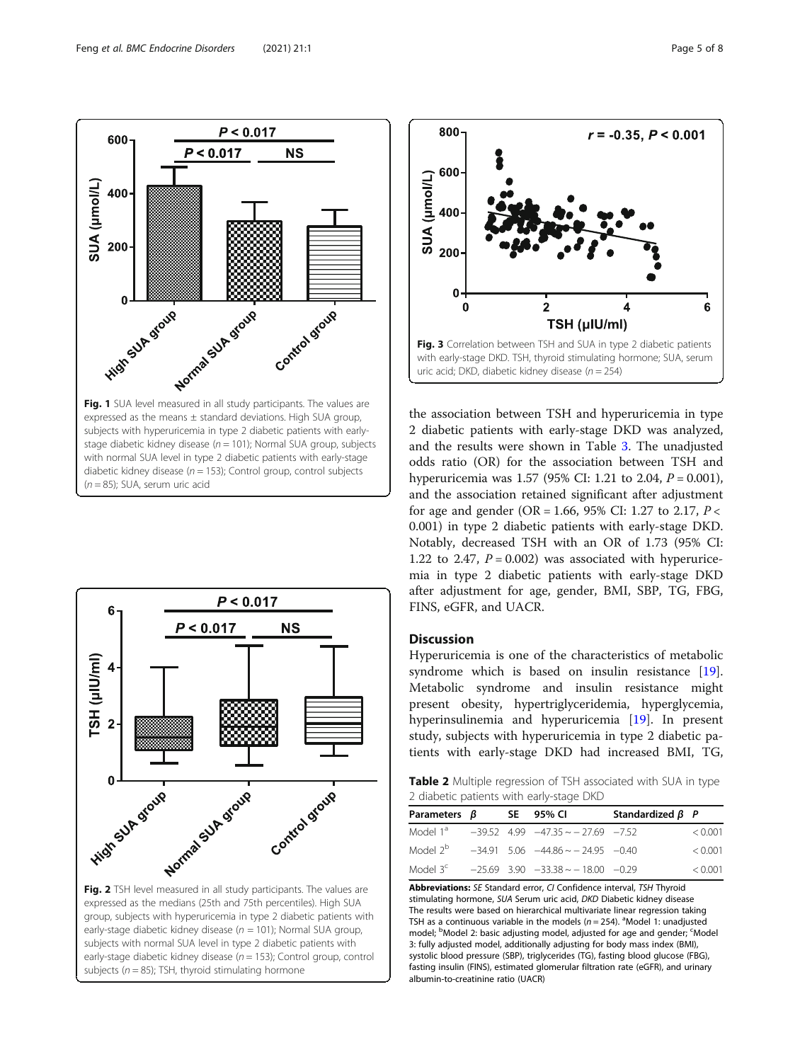Fig. 1 SUA level measured in all study participants. The values are expressed as the means ± standard deviations. High SUA group, subjects with hyperuricemia in type 2 diabetic patients with early-stage diabetic kidney disease ($n = 101$); Normal SUA group, subjects with normal SUA level in type 2 diabetic patients with early-stage diabetic kidney disease ($n = 153$); Control group, control subjects ($n = 85$); SUA, serum uric acid

Fig. 2 TSH level measured in all study participants. The values are expressed as the medians (25th and 75th percentiles). High SUA group, subjects with hyperuricemia in type 2 diabetic patients with early-stage diabetic kidney disease ($n = 101$); Normal SUA group, subjects with normal SUA level in type 2 diabetic patients with early-stage diabetic kidney disease ($n = 153$); Control group, control subjects ($n = 85$); TSH, thyroid stimulating hormone

Fig. 3 Correlation between TSH and SUA in type 2 diabetic patients with early-stage DKD. TSH, thyroid stimulating hormone; SUA, serum uric acid; DKD, diabetic kidney disease ($n = 254$)

the association between TSH and hyperuricemia in type 2 diabetic patients with early-stage DKD was analyzed, and the results were shown in Table 3. The unadjusted odds ratio (OR) for the association between TSH and hyperuricemia was 1.57 (95% CI: 1.21 to 2.04, $P = 0.001$), and the association retained significant after adjustment for age and gender (OR = 1.66, 95% CI: 1.27 to 2.17, $P < 0.001$) in type 2 diabetic patients with early-stage DKD. Notably, decreased TSH with an OR of 1.73 (95% CI: 1.22 to 2.47, $P = 0.002$) was associated with hyperuricemia in type 2 diabetic patients with early-stage DKD after adjustment for age, gender, BMI, SBP, TG, FBG, FINS, eGFR, and UACR.

## Discussion

Hyperuricemia is one of the characteristics of metabolic syndrome which is based on insulin resistance [19]. Metabolic syndrome and insulin resistance might present obesity, hypertriglyceridemia, hyperglycemia, hyperinsulinemia and hyperuricemia [19]. In present study, subjects with hyperuricemia in type 2 diabetic patients with early-stage DKD had increased BMI, TG,

**Table 2** Multiple regression of TSH associated with SUA in type 2 diabetic patients with early-stage DKD

| Parameters | $\beta$ | SE | 95% CI | Standardized $\beta$ | $P$ |
|---|---|---|---|---|---|
| Model 1[a] | −39.52 | 4.99 | −47.35 ~ − 27.69 | −7.52 | < 0.001 |
| Model 2[b] | −34.91 | 5.06 | −44.86 ~ − 24.95 | −0.40 | < 0.001 |
| Model 3[c] | −25.69 | 3.90 | −33.38 ~ − 18.00 | −0.29 | < 0.001 |

**Abbreviations:** *SE* Standard error, *CI* Confidence interval, *TSH* Thyroid stimulating hormone, *SUA* Serum uric acid, *DKD* Diabetic kidney disease
The results were based on hierarchical multivariate linear regression taking TSH as a continuous variable in the models ($n = 254$). [a]Model 1: unadjusted model; [b]Model 2: basic adjusting model, adjusted for age and gender; [c]Model 3: fully adjusted model, additionally adjusting for body mass index (BMI), systolic blood pressure (SBP), triglycerides (TG), fasting blood glucose (FBG), fasting insulin (FINS), estimated glomerular filtration rate (eGFR), and urinary albumin-to-creatinine ratio (UACR)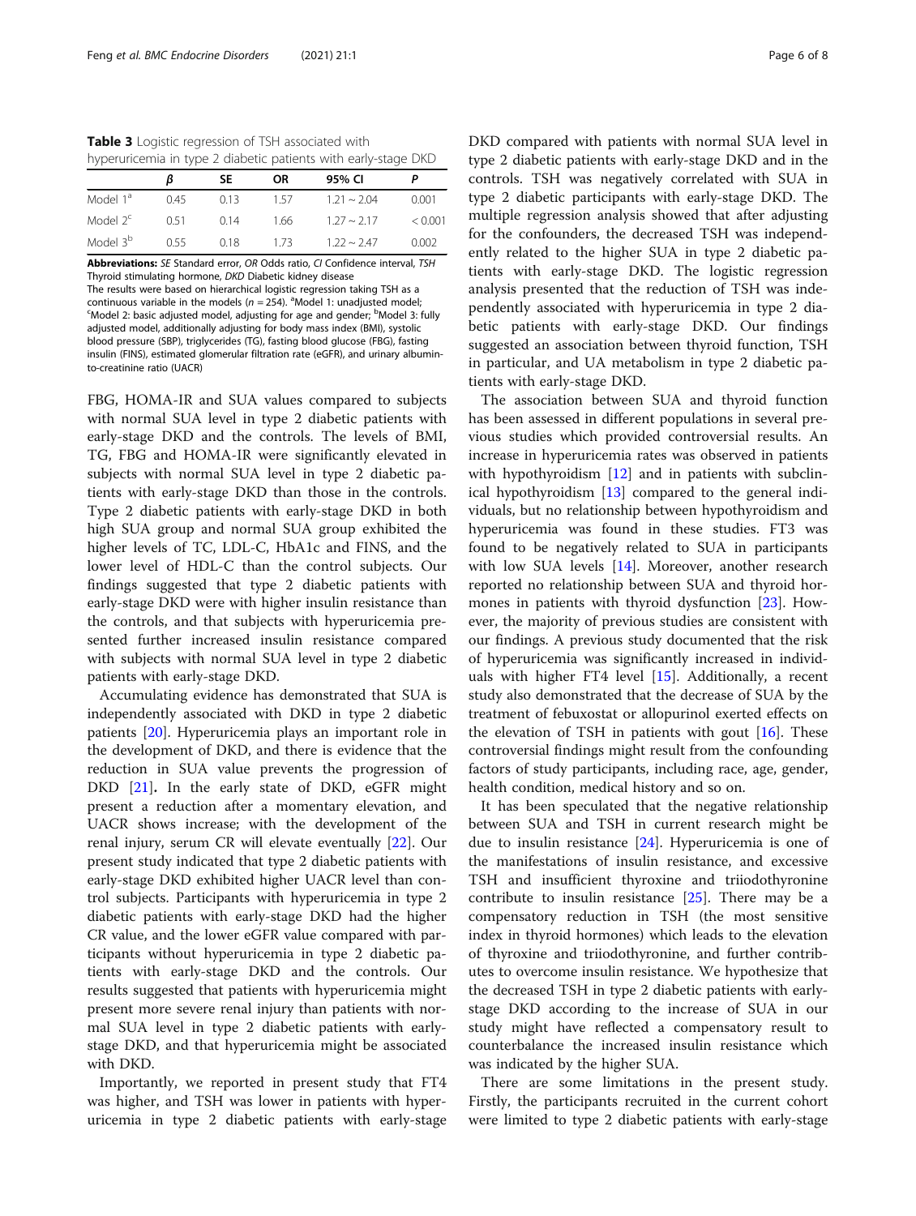**Table 3** Logistic regression of TSH associated with hyperuricemia in type 2 diabetic patients with early-stage DKD

| | β | SE | OR | 95% CI | P |
|---|---|---|---|---|---|
| Model 1[a] | 0.45 | 0.13 | 1.57 | 1.21 ~ 2.04 | 0.001 |
| Model 2[c] | 0.51 | 0.14 | 1.66 | 1.27 ~ 2.17 | < 0.001 |
| Model 3[b] | 0.55 | 0.18 | 1.73 | 1.22 ~ 2.47 | 0.002 |

**Abbreviations:** *SE* Standard error, *OR* Odds ratio, *CI* Confidence interval, *TSH* Thyroid stimulating hormone, *DKD* Diabetic kidney disease
The results were based on hierarchical logistic regression taking TSH as a continuous variable in the models ($n$ = 254). [a]Model 1: unadjusted model; [c]Model 2: basic adjusted model, adjusting for age and gender; [b]Model 3: fully adjusted model, additionally adjusting for body mass index (BMI), systolic blood pressure (SBP), triglycerides (TG), fasting blood glucose (FBG), fasting insulin (FINS), estimated glomerular filtration rate (eGFR), and urinary albumin-to-creatinine ratio (UACR)

FBG, HOMA-IR and SUA values compared to subjects with normal SUA level in type 2 diabetic patients with early-stage DKD and the controls. The levels of BMI, TG, FBG and HOMA-IR were significantly elevated in subjects with normal SUA level in type 2 diabetic patients with early-stage DKD than those in the controls. Type 2 diabetic patients with early-stage DKD in both high SUA group and normal SUA group exhibited the higher levels of TC, LDL-C, HbA1c and FINS, and the lower level of HDL-C than the control subjects. Our findings suggested that type 2 diabetic patients with early-stage DKD were with higher insulin resistance than the controls, and that subjects with hyperuricemia presented further increased insulin resistance compared with subjects with normal SUA level in type 2 diabetic patients with early-stage DKD.

Accumulating evidence has demonstrated that SUA is independently associated with DKD in type 2 diabetic patients [20]. Hyperuricemia plays an important role in the development of DKD, and there is evidence that the reduction in SUA value prevents the progression of DKD [21]**.** In the early state of DKD, eGFR might present a reduction after a momentary elevation, and UACR shows increase; with the development of the renal injury, serum CR will elevate eventually [22]. Our present study indicated that type 2 diabetic patients with early-stage DKD exhibited higher UACR level than control subjects. Participants with hyperuricemia in type 2 diabetic patients with early-stage DKD had the higher CR value, and the lower eGFR value compared with participants without hyperuricemia in type 2 diabetic patients with early-stage DKD and the controls. Our results suggested that patients with hyperuricemia might present more severe renal injury than patients with normal SUA level in type 2 diabetic patients with early-stage DKD, and that hyperuricemia might be associated with DKD.

Importantly, we reported in present study that FT4 was higher, and TSH was lower in patients with hyperuricemia in type 2 diabetic patients with early-stage DKD compared with patients with normal SUA level in type 2 diabetic patients with early-stage DKD and in the controls. TSH was negatively correlated with SUA in type 2 diabetic participants with early-stage DKD. The multiple regression analysis showed that after adjusting for the confounders, the decreased TSH was independently related to the higher SUA in type 2 diabetic patients with early-stage DKD. The logistic regression analysis presented that the reduction of TSH was independently associated with hyperuricemia in type 2 diabetic patients with early-stage DKD. Our findings suggested an association between thyroid function, TSH in particular, and UA metabolism in type 2 diabetic patients with early-stage DKD.

The association between SUA and thyroid function has been assessed in different populations in several previous studies which provided controversial results. An increase in hyperuricemia rates was observed in patients with hypothyroidism [12] and in patients with subclinical hypothyroidism [13] compared to the general individuals, but no relationship between hypothyroidism and hyperuricemia was found in these studies. FT3 was found to be negatively related to SUA in participants with low SUA levels [14]. Moreover, another research reported no relationship between SUA and thyroid hormones in patients with thyroid dysfunction [23]. However, the majority of previous studies are consistent with our findings. A previous study documented that the risk of hyperuricemia was significantly increased in individuals with higher FT4 level [15]. Additionally, a recent study also demonstrated that the decrease of SUA by the treatment of febuxostat or allopurinol exerted effects on the elevation of TSH in patients with gout [16]. These controversial findings might result from the confounding factors of study participants, including race, age, gender, health condition, medical history and so on.

It has been speculated that the negative relationship between SUA and TSH in current research might be due to insulin resistance [24]. Hyperuricemia is one of the manifestations of insulin resistance, and excessive TSH and insufficient thyroxine and triiodothyronine contribute to insulin resistance [25]. There may be a compensatory reduction in TSH (the most sensitive index in thyroid hormones) which leads to the elevation of thyroxine and triiodothyronine, and further contributes to overcome insulin resistance. We hypothesize that the decreased TSH in type 2 diabetic patients with early-stage DKD according to the increase of SUA in our study might have reflected a compensatory result to counterbalance the increased insulin resistance which was indicated by the higher SUA.

There are some limitations in the present study. Firstly, the participants recruited in the current cohort were limited to type 2 diabetic patients with early-stage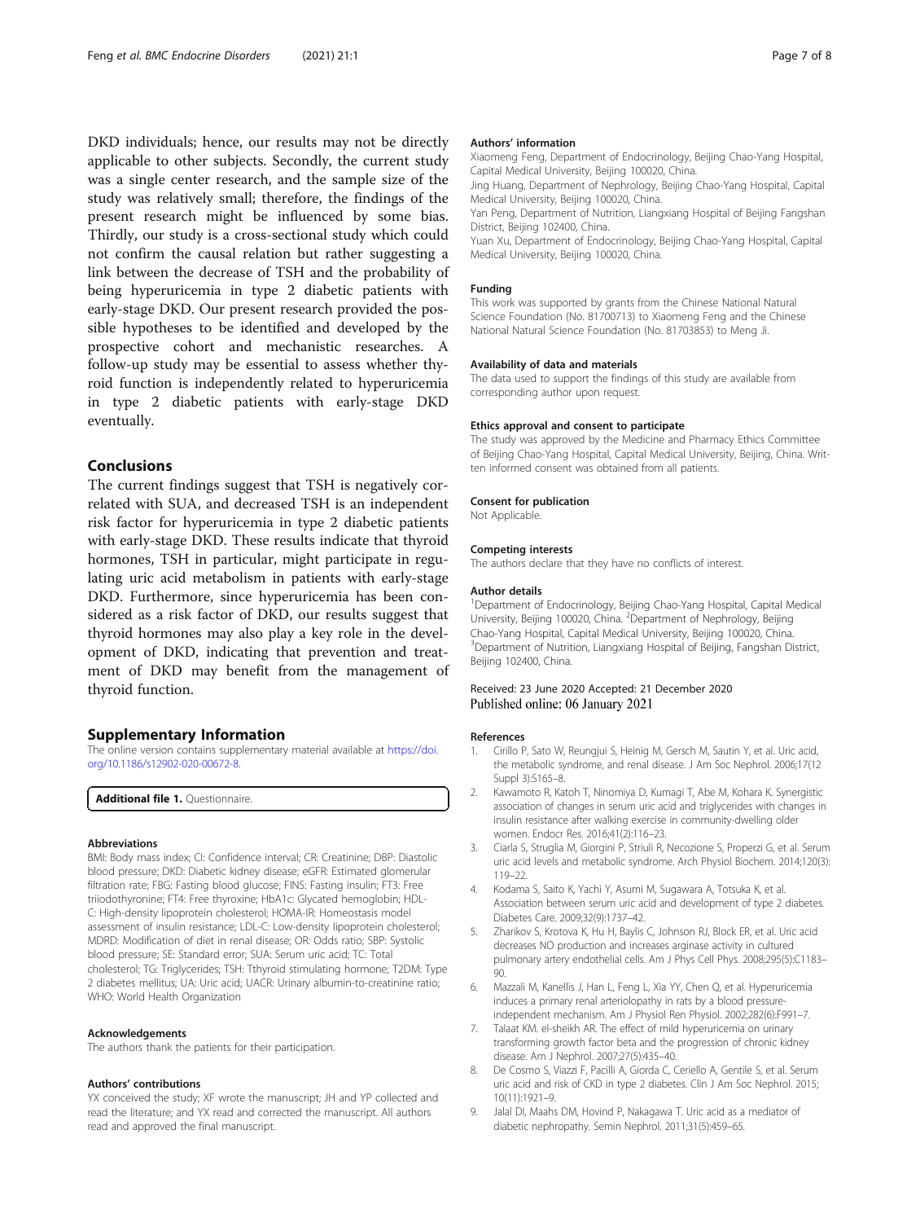DKD individuals; hence, our results may not be directly applicable to other subjects. Secondly, the current study was a single center research, and the sample size of the study was relatively small; therefore, the findings of the present research might be influenced by some bias. Thirdly, our study is a cross-sectional study which could not confirm the causal relation but rather suggesting a link between the decrease of TSH and the probability of being hyperuricemia in type 2 diabetic patients with early-stage DKD. Our present research provided the possible hypotheses to be identified and developed by the prospective cohort and mechanistic researches. A follow-up study may be essential to assess whether thyroid function is independently related to hyperuricemia in type 2 diabetic patients with early-stage DKD eventually.

## Conclusions

The current findings suggest that TSH is negatively correlated with SUA, and decreased TSH is an independent risk factor for hyperuricemia in type 2 diabetic patients with early-stage DKD. These results indicate that thyroid hormones, TSH in particular, might participate in regulating uric acid metabolism in patients with early-stage DKD. Furthermore, since hyperuricemia has been considered as a risk factor of DKD, our results suggest that thyroid hormones may also play a key role in the development of DKD, indicating that prevention and treatment of DKD may benefit from the management of thyroid function.

## Supplementary Information

The online version contains supplementary material available at https://doi.org/10.1186/s12902-020-00672-8.

**Additional file 1.** Questionnaire.

#### Abbreviations

BMI: Body mass index; CI: Confidence interval; CR: Creatinine; DBP: Diastolic blood pressure; DKD: Diabetic kidney disease; eGFR: Estimated glomerular filtration rate; FBG: Fasting blood glucose; FINS: Fasting insulin; FT3: Free triiodothyronine; FT4: Free thyroxine; HbA1c: Glycated hemoglobin; HDL-C: High-density lipoprotein cholesterol; HOMA-IR: Homeostasis model assessment of insulin resistance; LDL-C: Low-density lipoprotein cholesterol; MDRD: Modification of diet in renal disease; OR: Odds ratio; SBP: Systolic blood pressure; SE: Standard error; SUA: Serum uric acid; TC: Total cholesterol; TG: Triglycerides; TSH: Tthyroid stimulating hormone; T2DM: Type 2 diabetes mellitus; UA: Uric acid; UACR: Urinary albumin-to-creatinine ratio; WHO: World Health Organization

#### Acknowledgements

The authors thank the patients for their participation.

#### Authors' contributions

YX conceived the study; XF wrote the manuscript; JH and YP collected and read the literature; and YX read and corrected the manuscript. All authors read and approved the final manuscript.

#### Authors' information

Xiaomeng Feng, Department of Endocrinology, Beijing Chao-Yang Hospital, Capital Medical University, Beijing 100020, China.
Jing Huang, Department of Nephrology, Beijing Chao-Yang Hospital, Capital Medical University, Beijing 100020, China.
Yan Peng, Department of Nutrition, Liangxiang Hospital of Beijing Fangshan District, Beijing 102400, China.
Yuan Xu, Department of Endocrinology, Beijing Chao-Yang Hospital, Capital Medical University, Beijing 100020, China.

#### Funding

This work was supported by grants from the Chinese National Natural Science Foundation (No. 81700713) to Xiaomeng Feng and the Chinese National Natural Science Foundation (No. 81703853) to Meng Ji.

#### Availability of data and materials

The data used to support the findings of this study are available from corresponding author upon request.

#### Ethics approval and consent to participate

The study was approved by the Medicine and Pharmacy Ethics Committee of Beijing Chao-Yang Hospital, Capital Medical University, Beijing, China. Written informed consent was obtained from all patients.

#### Consent for publication

Not Applicable.

#### Competing interests

The authors declare that they have no conflicts of interest.

#### Author details

[1]Department of Endocrinology, Beijing Chao-Yang Hospital, Capital Medical University, Beijing 100020, China. [2]Department of Nephrology, Beijing Chao-Yang Hospital, Capital Medical University, Beijing 100020, China. [3]Department of Nutrition, Liangxiang Hospital of Beijing, Fangshan District, Beijing 102400, China.

Received: 23 June 2020 Accepted: 21 December 2020
Published online: 06 January 2021

#### References

1. Cirillo P, Sato W, Reungjui S, Heinig M, Gersch M, Sautin Y, et al. Uric acid, the metabolic syndrome, and renal disease. J Am Soc Nephrol. 2006;17(12 Suppl 3):S165–8.
2. Kawamoto R, Katoh T, Ninomiya D, Kumagi T, Abe M, Kohara K. Synergistic association of changes in serum uric acid and triglycerides with changes in insulin resistance after walking exercise in community-dwelling older women. Endocr Res. 2016;41(2):116–23.
3. Ciarla S, Struglia M, Giorgini P, Striuli R, Necozione S, Properzi G, et al. Serum uric acid levels and metabolic syndrome. Arch Physiol Biochem. 2014;120(3):119–22.
4. Kodama S, Saito K, Yachi Y, Asumi M, Sugawara A, Totsuka K, et al. Association between serum uric acid and development of type 2 diabetes. Diabetes Care. 2009;32(9):1737–42.
5. Zharikov S, Krotova K, Hu H, Baylis C, Johnson RJ, Block ER, et al. Uric acid decreases NO production and increases arginase activity in cultured pulmonary artery endothelial cells. Am J Phys Cell Phys. 2008;295(5):C1183–90.
6. Mazzali M, Kanellis J, Han L, Feng L, Xia YY, Chen Q, et al. Hyperuricemia induces a primary renal arteriolopathy in rats by a blood pressure-independent mechanism. Am J Physiol Ren Physiol. 2002;282(6):F991–7.
7. Talaat KM. el-sheikh AR. The effect of mild hyperuricemia on urinary transforming growth factor beta and the progression of chronic kidney disease. Am J Nephrol. 2007;27(5):435–40.
8. De Cosmo S, Viazzi F, Pacilli A, Giorda C, Ceriello A, Gentile S, et al. Serum uric acid and risk of CKD in type 2 diabetes. Clin J Am Soc Nephrol. 2015;10(11):1921–9.
9. Jalal DI, Maahs DM, Hovind P, Nakagawa T. Uric acid as a mediator of diabetic nephropathy. Semin Nephrol. 2011;31(5):459–65.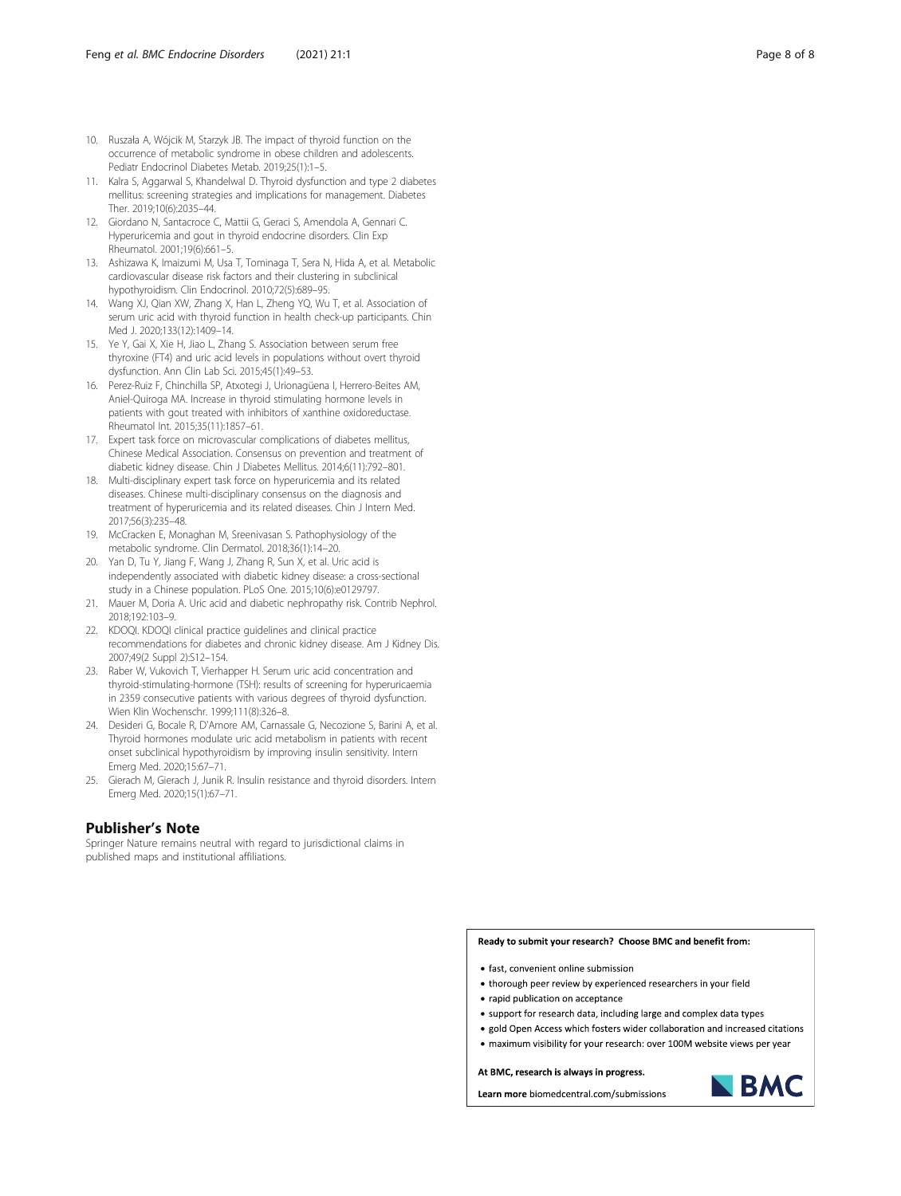10. Ruszała A, Wójcik M, Starzyk JB. The impact of thyroid function on the occurrence of metabolic syndrome in obese children and adolescents. Pediatr Endocrinol Diabetes Metab. 2019;25(1):1–5.
11. Kalra S, Aggarwal S, Khandelwal D. Thyroid dysfunction and type 2 diabetes mellitus: screening strategies and implications for management. Diabetes Ther. 2019;10(6):2035–44.
12. Giordano N, Santacroce C, Mattii G, Geraci S, Amendola A, Gennari C. Hyperuricemia and gout in thyroid endocrine disorders. Clin Exp Rheumatol. 2001;19(6):661–5.
13. Ashizawa K, Imaizumi M, Usa T, Tominaga T, Sera N, Hida A, et al. Metabolic cardiovascular disease risk factors and their clustering in subclinical hypothyroidism. Clin Endocrinol. 2010;72(5):689–95.
14. Wang XJ, Qian XW, Zhang X, Han L, Zheng YQ, Wu T, et al. Association of serum uric acid with thyroid function in health check-up participants. Chin Med J. 2020;133(12):1409–14.
15. Ye Y, Gai X, Xie H, Jiao L, Zhang S. Association between serum free thyroxine (FT4) and uric acid levels in populations without overt thyroid dysfunction. Ann Clin Lab Sci. 2015;45(1):49–53.
16. Perez-Ruiz F, Chinchilla SP, Atxotegi J, Urionagüena I, Herrero-Beites AM, Aniel-Quiroga MA. Increase in thyroid stimulating hormone levels in patients with gout treated with inhibitors of xanthine oxidoreductase. Rheumatol Int. 2015;35(11):1857–61.
17. Expert task force on microvascular complications of diabetes mellitus, Chinese Medical Association. Consensus on prevention and treatment of diabetic kidney disease. Chin J Diabetes Mellitus. 2014;6(11):792–801.
18. Multi-disciplinary expert task force on hyperuricemia and its related diseases. Chinese multi-disciplinary consensus on the diagnosis and treatment of hyperuricemia and its related diseases. Chin J Intern Med. 2017;56(3):235–48.
19. McCracken E, Monaghan M, Sreenivasan S. Pathophysiology of the metabolic syndrome. Clin Dermatol. 2018;36(1):14–20.
20. Yan D, Tu Y, Jiang F, Wang J, Zhang R, Sun X, et al. Uric acid is independently associated with diabetic kidney disease: a cross-sectional study in a Chinese population. PLoS One. 2015;10(6):e0129797.
21. Mauer M, Doria A. Uric acid and diabetic nephropathy risk. Contrib Nephrol. 2018;192:103–9.
22. KDOQI. KDOQI clinical practice guidelines and clinical practice recommendations for diabetes and chronic kidney disease. Am J Kidney Dis. 2007;49(2 Suppl 2):S12–154.
23. Raber W, Vukovich T, Vierhapper H. Serum uric acid concentration and thyroid-stimulating-hormone (TSH): results of screening for hyperuricaemia in 2359 consecutive patients with various degrees of thyroid dysfunction. Wien Klin Wochenschr. 1999;111(8):326–8.
24. Desideri G, Bocale R, D'Amore AM, Carnassale G, Necozione S, Barini A, et al. Thyroid hormones modulate uric acid metabolism in patients with recent onset subclinical hypothyroidism by improving insulin sensitivity. Intern Emerg Med. 2020;15:67–71.
25. Gierach M, Gierach J, Junik R. Insulin resistance and thyroid disorders. Intern Emerg Med. 2020;15(1):67–71.

## Publisher's Note

Springer Nature remains neutral with regard to jurisdictional claims in published maps and institutional affiliations.

**Ready to submit your research? Choose BMC and benefit from:**

- fast, convenient online submission
- thorough peer review by experienced researchers in your field
- rapid publication on acceptance
- support for research data, including large and complex data types
- gold Open Access which fosters wider collaboration and increased citations
- maximum visibility for your research: over 100M website views per year

**At BMC, research is always in progress.**

**Learn more** biomedcentral.com/submissions